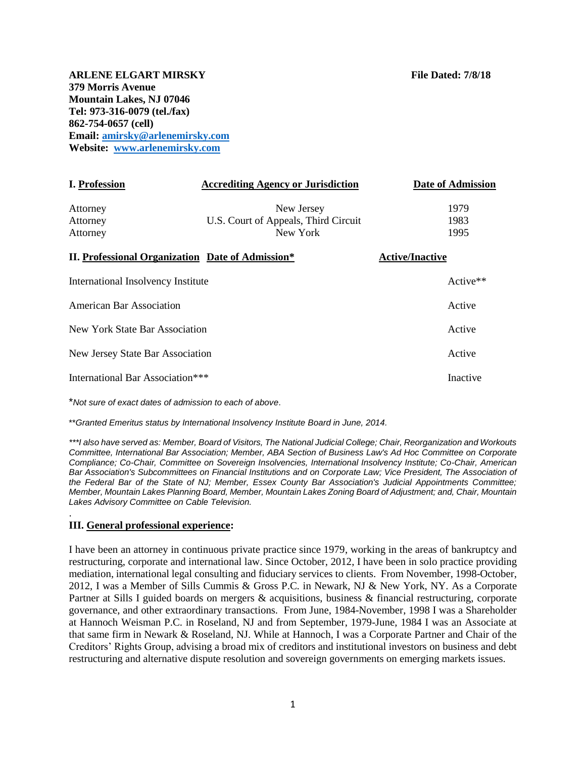**ARLENE ELGART MIRSKY** **File Dated: 7/8/18**
**379 Morris Avenue**
**Mountain Lakes, NJ 07046**
**Tel: 973-316-0079 (tel./fax)**
**862-754-0657 (cell)**
**Email: [amirsky@arlenemirsky.com](mailto:amirsky@arlenemirsky.com)**
**Website: [www.arlenemirsky.com](http://www.arlenemirsky.com)**

| **I. Profession** | **Accrediting Agency or Jurisdiction** | **Date of Admission** |
|---|---|---|
| Attorney | New Jersey | 1979 |
| Attorney | U.S. Court of Appeals, Third Circuit | 1983 |
| Attorney | New York | 1995 |

| **II. Professional Organization** | **Date of Admission*** | **Active/Inactive** |
|---|---|---|
| International Insolvency Institute | | Active** |
| American Bar Association | | Active |
| New York State Bar Association | | Active |
| New Jersey State Bar Association | | Active |
| International Bar Association*** | | Inactive |

**Not sure of exact dates of admission to each of above.*

***Granted Emeritus status by International Insolvency Institute Board in June, 2014.*

****I also have served as: Member, Board of Visitors, The National Judicial College; Chair, Reorganization and Workouts Committee, International Bar Association; Member, ABA Section of Business Law's Ad Hoc Committee on Corporate Compliance; Co-Chair, Committee on Sovereign Insolvencies, International Insolvency Institute; Co-Chair, American Bar Association's Subcommittees on Financial Institutions and on Corporate Law; Vice President, The Association of the Federal Bar of the State of NJ; Member, Essex County Bar Association's Judicial Appointments Committee; Member, Mountain Lakes Planning Board, Member, Mountain Lakes Zoning Board of Adjustment; and, Chair, Mountain Lakes Advisory Committee on Cable Television.*

**III. General professional experience:**

I have been an attorney in continuous private practice since 1979, working in the areas of bankruptcy and restructuring, corporate and international law. Since October, 2012, I have been in solo practice providing mediation, international legal consulting and fiduciary services to clients. From November, 1998-October, 2012, I was a Member of Sills Cummis & Gross P.C. in Newark, NJ & New York, NY. As a Corporate Partner at Sills I guided boards on mergers & acquisitions, business & financial restructuring, corporate governance, and other extraordinary transactions. From June, 1984-November, 1998 I was a Shareholder at Hannoch Weisman P.C. in Roseland, NJ and from September, 1979-June, 1984 I was an Associate at that same firm in Newark & Roseland, NJ. While at Hannoch, I was a Corporate Partner and Chair of the Creditors' Rights Group, advising a broad mix of creditors and institutional investors on business and debt restructuring and alternative dispute resolution and sovereign governments on emerging markets issues.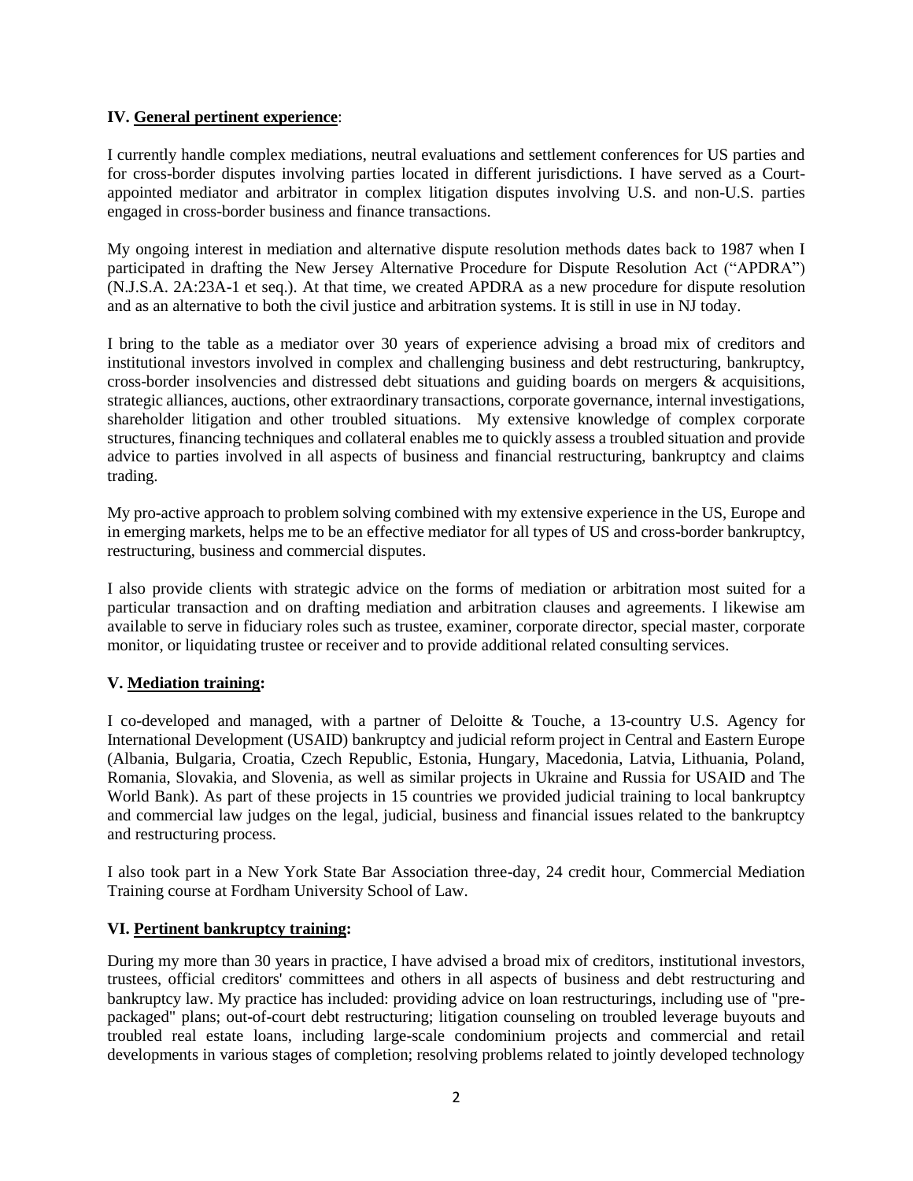### IV. General pertinent experience:

I currently handle complex mediations, neutral evaluations and settlement conferences for US parties and for cross-border disputes involving parties located in different jurisdictions. I have served as a Court-appointed mediator and arbitrator in complex litigation disputes involving U.S. and non-U.S. parties engaged in cross-border business and finance transactions.

My ongoing interest in mediation and alternative dispute resolution methods dates back to 1987 when I participated in drafting the New Jersey Alternative Procedure for Dispute Resolution Act ("APDRA") (N.J.S.A. 2A:23A-1 et seq.). At that time, we created APDRA as a new procedure for dispute resolution and as an alternative to both the civil justice and arbitration systems. It is still in use in NJ today.

I bring to the table as a mediator over 30 years of experience advising a broad mix of creditors and institutional investors involved in complex and challenging business and debt restructuring, bankruptcy, cross-border insolvencies and distressed debt situations and guiding boards on mergers & acquisitions, strategic alliances, auctions, other extraordinary transactions, corporate governance, internal investigations, shareholder litigation and other troubled situations. My extensive knowledge of complex corporate structures, financing techniques and collateral enables me to quickly assess a troubled situation and provide advice to parties involved in all aspects of business and financial restructuring, bankruptcy and claims trading.

My pro-active approach to problem solving combined with my extensive experience in the US, Europe and in emerging markets, helps me to be an effective mediator for all types of US and cross-border bankruptcy, restructuring, business and commercial disputes.

I also provide clients with strategic advice on the forms of mediation or arbitration most suited for a particular transaction and on drafting mediation and arbitration clauses and agreements. I likewise am available to serve in fiduciary roles such as trustee, examiner, corporate director, special master, corporate monitor, or liquidating trustee or receiver and to provide additional related consulting services.

### V. Mediation training:

I co-developed and managed, with a partner of Deloitte & Touche, a 13-country U.S. Agency for International Development (USAID) bankruptcy and judicial reform project in Central and Eastern Europe (Albania, Bulgaria, Croatia, Czech Republic, Estonia, Hungary, Macedonia, Latvia, Lithuania, Poland, Romania, Slovakia, and Slovenia, as well as similar projects in Ukraine and Russia for USAID and The World Bank). As part of these projects in 15 countries we provided judicial training to local bankruptcy and commercial law judges on the legal, judicial, business and financial issues related to the bankruptcy and restructuring process.

I also took part in a New York State Bar Association three-day, 24 credit hour, Commercial Mediation Training course at Fordham University School of Law.

### VI. Pertinent bankruptcy training:

During my more than 30 years in practice, I have advised a broad mix of creditors, institutional investors, trustees, official creditors' committees and others in all aspects of business and debt restructuring and bankruptcy law. My practice has included: providing advice on loan restructurings, including use of "pre-packaged" plans; out-of-court debt restructuring; litigation counseling on troubled leverage buyouts and troubled real estate loans, including large-scale condominium projects and commercial and retail developments in various stages of completion; resolving problems related to jointly developed technology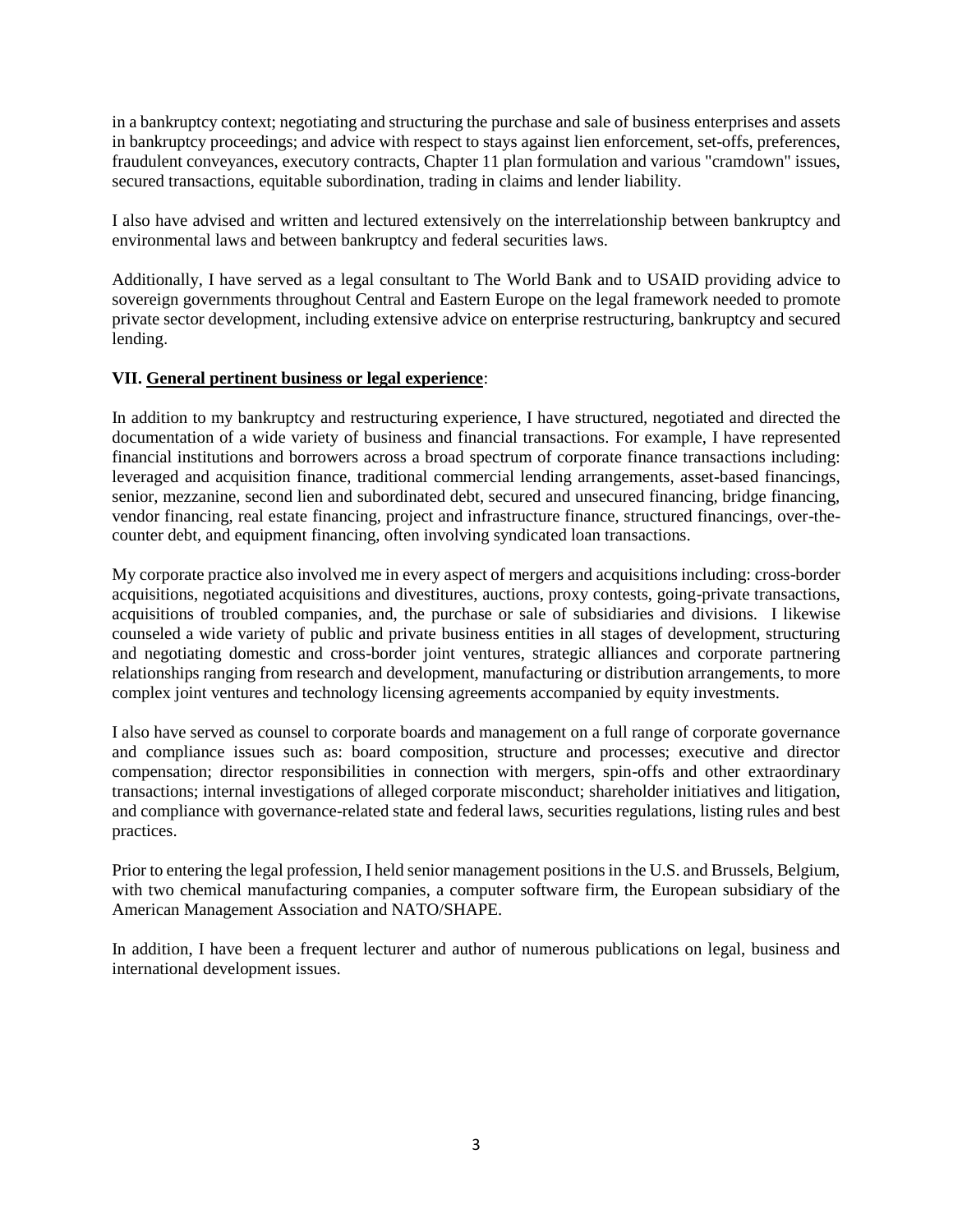in a bankruptcy context; negotiating and structuring the purchase and sale of business enterprises and assets in bankruptcy proceedings; and advice with respect to stays against lien enforcement, set-offs, preferences, fraudulent conveyances, executory contracts, Chapter 11 plan formulation and various "cramdown" issues, secured transactions, equitable subordination, trading in claims and lender liability.

I also have advised and written and lectured extensively on the interrelationship between bankruptcy and environmental laws and between bankruptcy and federal securities laws.

Additionally, I have served as a legal consultant to The World Bank and to USAID providing advice to sovereign governments throughout Central and Eastern Europe on the legal framework needed to promote private sector development, including extensive advice on enterprise restructuring, bankruptcy and secured lending.

**VII. General pertinent business or legal experience**:

In addition to my bankruptcy and restructuring experience, I have structured, negotiated and directed the documentation of a wide variety of business and financial transactions. For example, I have represented financial institutions and borrowers across a broad spectrum of corporate finance transactions including: leveraged and acquisition finance, traditional commercial lending arrangements, asset-based financings, senior, mezzanine, second lien and subordinated debt, secured and unsecured financing, bridge financing, vendor financing, real estate financing, project and infrastructure finance, structured financings, over-the-counter debt, and equipment financing, often involving syndicated loan transactions.

My corporate practice also involved me in every aspect of mergers and acquisitions including: cross-border acquisitions, negotiated acquisitions and divestitures, auctions, proxy contests, going-private transactions, acquisitions of troubled companies, and, the purchase or sale of subsidiaries and divisions. I likewise counseled a wide variety of public and private business entities in all stages of development, structuring and negotiating domestic and cross-border joint ventures, strategic alliances and corporate partnering relationships ranging from research and development, manufacturing or distribution arrangements, to more complex joint ventures and technology licensing agreements accompanied by equity investments.

I also have served as counsel to corporate boards and management on a full range of corporate governance and compliance issues such as: board composition, structure and processes; executive and director compensation; director responsibilities in connection with mergers, spin-offs and other extraordinary transactions; internal investigations of alleged corporate misconduct; shareholder initiatives and litigation, and compliance with governance-related state and federal laws, securities regulations, listing rules and best practices.

Prior to entering the legal profession, I held senior management positions in the U.S. and Brussels, Belgium, with two chemical manufacturing companies, a computer software firm, the European subsidiary of the American Management Association and NATO/SHAPE.

In addition, I have been a frequent lecturer and author of numerous publications on legal, business and international development issues.